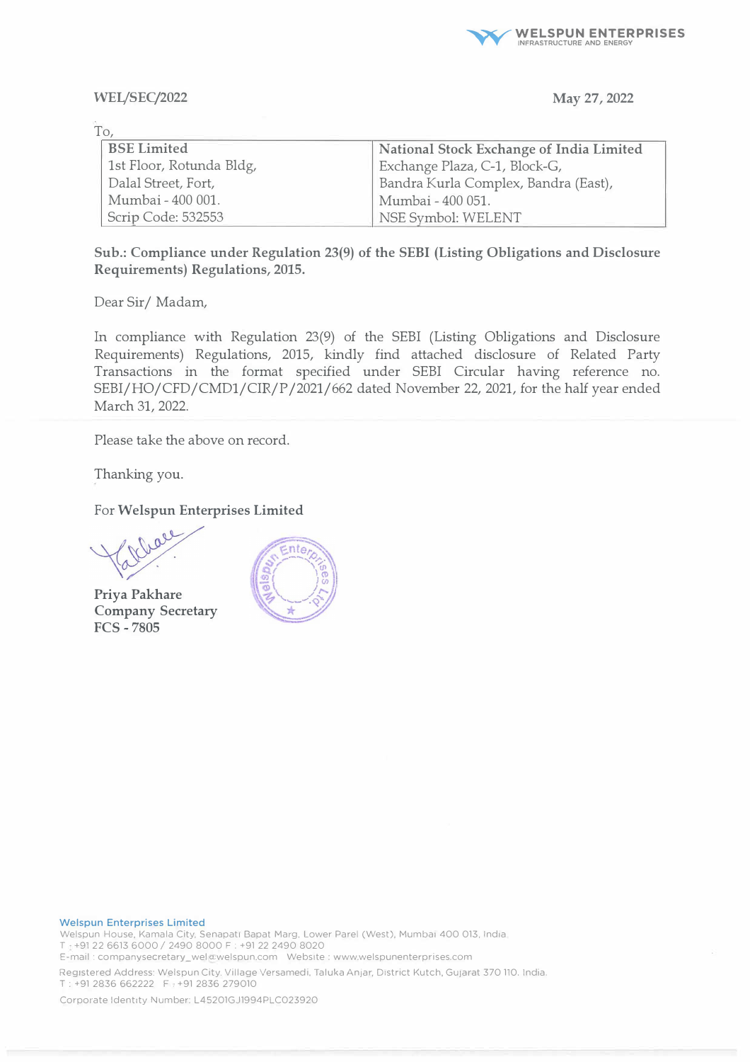WELSPUN ENTERPRISES
INFRASTRUCTURE AND ENERGY

WEL/SEC/2022

May 27, 2022

To,

| BSE Limited | National Stock Exchange of India Limited |
|---|---|
| 1st Floor, Rotunda Bldg, | Exchange Plaza, C-1, Block-G, |
| Dalal Street, Fort, | Bandra Kurla Complex, Bandra (East), |
| Mumbai - 400 001. | Mumbai - 400 051. |
| Scrip Code: 532553 | NSE Symbol: WELENT |

**Sub.: Compliance under Regulation 23(9) of the SEBI (Listing Obligations and Disclosure Requirements) Regulations, 2015.**

Dear Sir/ Madam,

In compliance with Regulation 23(9) of the SEBI (Listing Obligations and Disclosure Requirements) Regulations, 2015, kindly find attached disclosure of Related Party Transactions in the format specified under SEBI Circular having reference no. SEBI/HO/CFD/CMD1/CIR/P/2021/662 dated November 22, 2021, for the half year ended March 31, 2022.

Please take the above on record.

Thanking you.

For **Welspun Enterprises Limited**

**Priya Pakhare**
**Company Secretary**
**FCS - 7805**

Welspun Enterprises Limited
Welspun House, Kamala City, Senapati Bapat Marg, Lower Parel (West), Mumbai 400 013, India.
T : +91 22 6613 6000 / 2490 8000 F : +91 22 2490 8020
E-mail : companysecretary_wel@welspun.com Website : www.welspunenterprises.com
Registered Address: Welspun City, Village Versamedi, Taluka Anjar, District Kutch, Gujarat 370 110, India.
T : +91 2836 662222 F : +91 2836 279010
Corporate Identity Number: L45201GJ1994PLC023920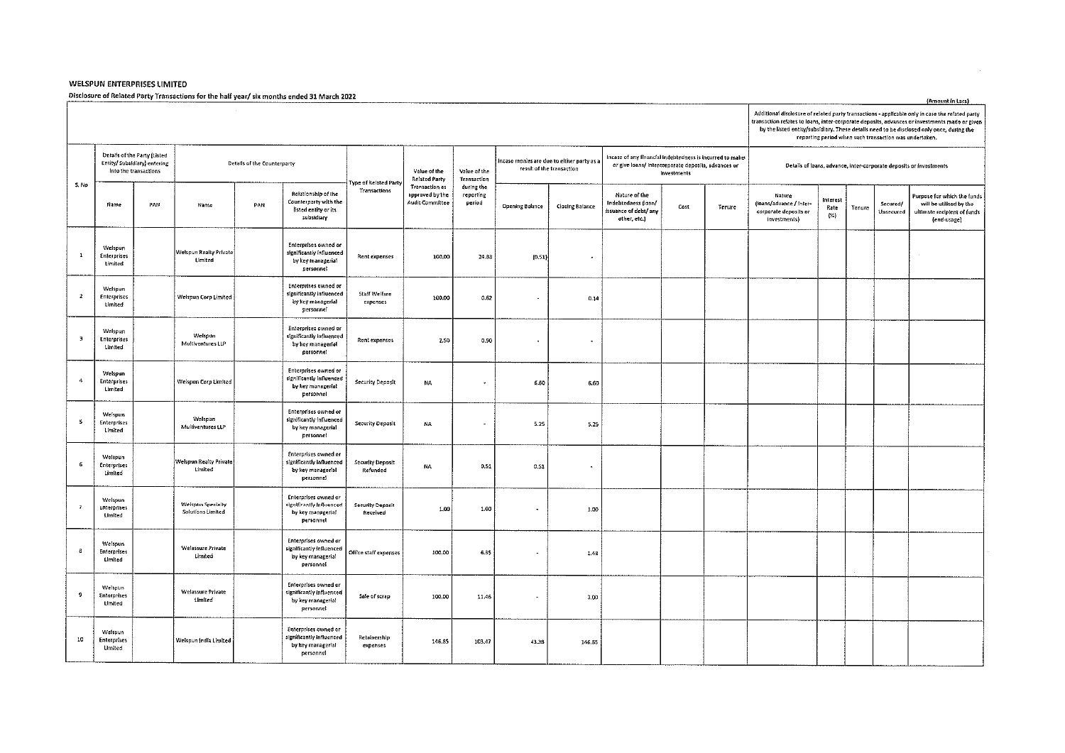**WELSPUN ENTERPRISES LIMITED**

Disclosure of Related Party Transactions for the half year/ six months ended 31 March 2022

(Amount in Lacs)

| S. No | Details of the Party (Listed Entity/ Subsidiary) entering into the transactions | | Details of the Counterparty | | | Type of Related Party Transactions | Value of the Related Party Transaction as approved by the Audit Committee | Value of the Transaction during the reporting period | Incase monies are due to either party as a result of the transaction | | Incase of any financial indebtedness is incurred to make or give loans/ intercorporate deposits, advances or investments | | | Additional disclosure of related party transactions - applicable only in case the related party transaction relates to loans, inter-corporate deposits, advances or investments made or given by the listed entity/subsidiary. These details need to be disclosed only once, during the reporting period when such transaction was undertaken. Details of loans, advance, inter-corporate deposits or investments | | | | |
|---|---|---|---|---|---|---|---|---|---|---|---|---|---|---|---|---|---|---|
| | Name | PAN | Name | PAN | Relationship of the Counterparty with the listed entity or its subsidiary | | | | Opening Balance | Closing Balance | Nature of the indebtedness (loan/ issuance of debt/ any other, etc.) | Cost | Tenure | Nature (loans/advance / inter-corporate deposits or investments) | Interest Rate (%) | Tenure | Secured/ Unsecured | Purpose for which the funds will be utilised by the ultimate recipient of funds (end-usage) |
| 1 | Welspun Enterprises Limited | | Welspun Realty Private Limited | | Enterprises owned or significantly influenced by key managerial personnel | Rent expenses | 100.00 | 24.88 | (0.51) | - | | | | | | | | |
| 2 | Welspun Enterprises Limited | | Welspun Corp Limited | | Enterprises owned or significantly influenced by key managerial personnel | Staff Welfare expenses | 100.00 | 0.62 | - | 0.14 | | | | | | | | |
| 3 | Welspun Enterprises Limited | | Welspun Multiventures LLP | | Enterprises owned or significantly influenced by key managerial personnel | Rent expenses | 2.50 | 0.90 | - | - | | | | | | | | |
| 4 | Welspun Enterprises Limited | | Welspun Corp Limited | | Enterprises owned or significantly influenced by key managerial personnel | Security Deposit | NA | - | 6.60 | 6.60 | | | | | | | | |
| 5 | Welspun Enterprises Limited | | Welspun Multiventures LLP | | Enterprises owned or significantly influenced by key managerial personnel | Security Deposit | NA | - | 5.25 | 5.25 | | | | | | | | |
| 6 | Welspun Enterprises Limited | | Welspun Realty Private Limited | | Enterprises owned or significantly influenced by key managerial personnel | Security Deposit Refunded | NA | 0.51 | 0.51 | - | | | | | | | | |
| 7 | Welspun Enterprises Limited | | Welspun Specialty Solutions Limited | | Enterprises owned or significantly influenced by key managerial personnel | Security Deposit Received | 1.00 | 1.00 | - | 1.00 | | | | | | | | |
| 8 | Welspun Enterprises Limited | | Welassure Private Limited | | Enterprises owned or significantly influenced by key managerial personnel | Office staff expenses | 100.00 | 6.35 | - | 1.48 | | | | | | | | |
| 9 | Welspun Enterprises Limited | | Welassure Private Limited | | Enterprises owned or significantly influenced by key managerial personnel | Sale of scrap | 100.00 | 11.46 | - | 3.00 | | | | | | | | |
| 10 | Welspun Enterprises Limited | | Welspun India Limited | | Enterprises owned or significantly influenced by key managerial personnel | Retainership expenses | 146.85 | 103.47 | 43.38 | 146.85 | | | | | | | | |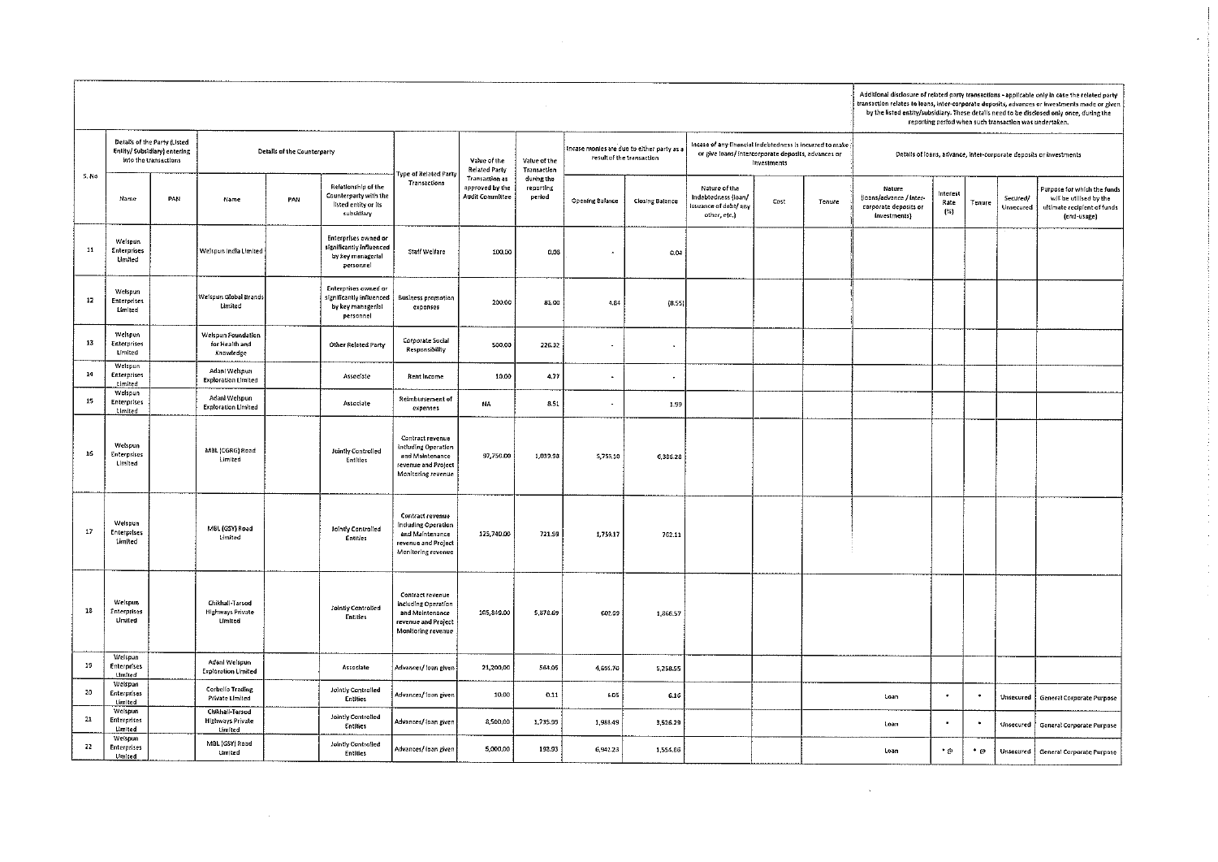| S. No | Details of the Party (Listed Entity/ Subsidiary) entering into the transactions | | Details of the Counterparty | | | Type of Related Party Transactions | Value of the Related Party Transaction as approved by the Audit Committee | Value of the Transaction during the reporting period | Incase monies are due to either party as a result of the transaction | | Incase of any financial indebtedness is incurred to make or give loans/ intercorporate deposits, advances or investments | | | Additional disclosure of related party transactions - applicable only in case the related party transaction relates to loans, inter-corporate deposits, advances or investments made or given by the listed entity/subsidiary. These details need to be disclosed only once, during the reporting period when such transaction was undertaken. Details of loans, advance, inter-corporate deposits or investments | | | | |
|---|---|---|---|---|---|---|---|---|---|---|---|---|---|---|---|---|---|---|
| | Name | PAN | Name | PAN | Relationship of the Counterparty with the listed entity or its subsidiary | | | | Opening Balance | Closing Balance | Nature of the indebtedness (loan/ issuance of debt/ any other, etc.) | Cost | Tenure | Nature (loans/advance / Inter-corporate deposits or investments) | Interest Rate (%) | Tenure | Secured/ Unsecured | Purpose for which the funds will be utilised by the ultimate recipient of funds (end-usage) |
| 11 | Welspun Enterprises Limited | | Welspun India Limited | | Enterprises owned or significantly influenced by key managerial personnel | Staff Welfare | 100.00 | 0.08 | - | 0.04 | | | | | | | | |
| 12 | Welspun Enterprises Limited | | Welspun Global Brands Limited | | Enterprises owned or significantly influenced by key managerial personnel | Business promotion expenses | 200.00 | 81.00 | 4.84 | (8.55) | | | | | | | | |
| 13 | Welspun Enterprises Limited | | Welspun Foundation for Health and Knowledge | | Other Related Party | Corporate Social Responsibility | 500.00 | 226.32 | - | - | | | | | | | | |
| 14 | Welspun Enterprises Limited | | Adani Welspun Exploration Limited | | Associate | Rent Income | 10.00 | 4.77 | - | - | | | | | | | | |
| 15 | Welspun Enterprises Limited | | Adani Welspun Exploration Limited | | Associate | Reimbursement of expenses | NA | 8.51 | - | 1.99 | | | | | | | | |
| 16 | Welspun Enterprises Limited | | MBL (CGRG) Road Limited | | Jointly Controlled Entities | Contract revenue including Operation and Maintenance revenue and Project Monitoring revenue | 97,750.00 | 1,039.98 | 5,755.10 | 6,386.28 | | | | | | | | |
| 17 | Welspun Enterprises Limited | | MBL (GSY) Road Limited | | Jointly Controlled Entities | Contract revenue including Operation and Maintenance revenue and Project Monitoring revenue | 125,740.00 | 721.99 | 1,759.17 | 762.11 | | | | | | | | |
| 18 | Welspun Enterprises Limited | | Chikhali-Tarsod Highways Private Limited | | Jointly Controlled Entities | Contract revenue including Operation and Maintenance revenue and Project Monitoring revenue | 105,849.00 | 5,878.69 | 602.09 | 1,868.57 | | | | | | | | |
| 19 | Welspun Enterprises Limited | | Adani Welspun Exploration Limited | | Associate | Advances/ loan given | 21,200.00 | 564.06 | 4,695.70 | 5,258.55 | | | | | | | | |
| 20 | Welspun Enterprises Limited | | Corbello Trading Private Limited | | Jointly Controlled Entities | Advances/ loan given | 10.00 | 0.11 | 6.05 | 6.16 | | | | Loan | * | * | Unsecured | General Corporate Purpose |
| 21 | Welspun Enterprises Limited | | Chikhali-Tarsod Highways Private Limited | | Jointly Controlled Entities | Advances/ loan given | 8,500.00 | 1,735.99 | 1,981.49 | 3,526.29 | | | | Loan | * | * | Unsecured | General Corporate Purpose |
| 22 | Welspun Enterprises Limited | | MBL (GSY) Road Limited | | Jointly Controlled Entities | Advances/ loan given | 5,000.00 | 198.03 | 6,941.23 | 1,554.86 | | | | Loan | * @ | * @ | Unsecured | General Corporate Purpose |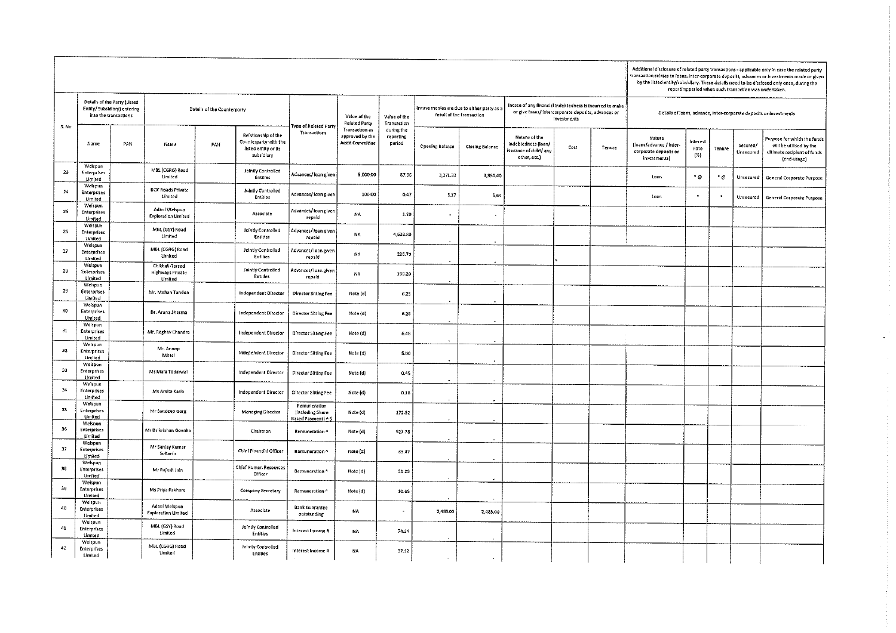| S. No | Details of the Party (Listed Entity/ Subsidiary) entering into the transactions | | Details of the Counterparty | | | Type of Related Party Transactions | Value of the Related Party Transaction as approved by the Audit Committee | Value of the Transaction during the reporting period | Incase monies are due to either party as a result of the transaction | | Incase of any financial indebtedness is incurred to make or give loans/ intercorporate deposits, advances or investments | | | Additional disclosure of related party transactions - applicable only in case the related party transaction relates to loans, inter-corporate deposits, advances or investments made or given by the listed entity/subsidiary. These details need to be disclosed only once, during the reporting period when such transaction was undertaken. Details of loans, advance, inter-corporate deposits or investments | | | | |
|---|---|---|---|---|---|---|---|---|---|---|---|---|---|---|---|---|---|---|
| | Name | PAN | Name | PAN | Relationship of the Counterparty with the listed entity or its subsidiary | | | | Opening Balance | Closing Balance | Nature of the indebtedness (loan/ issuance of debt/ any other, etc.) | Cost | Tenure | Nature (loans/advance / inter-corporate deposits or investments) | Interest Rate (%) | Tenure | Secured/ Unsecured | Purpose for which the funds will be utilised by the ultimate recipient of funds (end-usage) |
| 23 | Welspun Enterprises Limited | | MBL (CGRG) Road Limited | | Jointly Controlled Entities | Advances/ loan given | 5,000.00 | 87.96 | 3,271.33 | 3,990.40 | | | | Loan | * @ | * @ | Unsecured | General Corporate Purpose |
| 24 | Welspun Enterprises Limited | | RGY Roads Private Limited | | Jointly Controlled Entities | Advances/ loan given | 100.00 | 0.47 | 5.17 | 5.64 | | | | Loan | * | * | Unsecured | General Corporate Purpose |
| 25 | Welspun Enterprises Limited | | Adani Welspun Exploration Limited | | Associate | Advances/ loan given repaid | NA | 1.20 | - | - | | | | | | | | |
| 26 | Welspun Enterprises Limited | | MBL (GSY) Road Limited | | Jointly Controlled Entities | Advances/ loan given repaid | NA | 4,638.80 | - | - | | | | | | | | |
| 27 | Welspun Enterprises Limited | | MBL (CGRG) Road Limited | | Jointly Controlled Entities | Advances/ loan given repaid | NA | 220.79 | - | - | | | | | | | | |
| 28 | Welspun Enterprises Limited | | Chikhali-Tarsod Highways Private Limited | | Jointly Controlled Entities | Advances/ loan given repaid | NA | 198.20 | - | - | | | | | | | | |
| 29 | Welspun Enterprises Limited | | Mr. Mohan Tandon | | Independent Director | Director Sitting Fee | Note (d) | 6.25 | - | - | | | | | | | | |
| 30 | Welspun Enterprises Limited | | Dr. Aruna Sharma | | Independent Director | Director Sitting Fee | Note (d) | 6.28 | - | - | | | | | | | | |
| 31 | Welspun Enterprises Limited | | Mr. Raghav Chandra | | Independent Director | Director Sitting Fee | Note (d) | 6.48 | - | - | | | | | | | | |
| 32 | Welspun Enterprises Limited | | Mr. Anoop Mittal | | Independent Director | Director Sitting Fee | Note (d) | 5.90 | - | - | | | | | | | | |
| 33 | Welspun Enterprises Limited | | Ms Mala Todarwal | | Independent Director | Director Sitting Fee | Note (d) | 0.45 | - | - | | | | | | | | |
| 34 | Welspun Enterprises Limited | | Ms Amita Karia | | Independent Director | Director Sitting Fee | Note (d) | 0.18 | - | - | | | | | | | | |
| 35 | Welspun Enterprises Limited | | Mr Sandeep Garg | | Managing Director | Remuneration (including Share Based Payment) ^ $ | Note (d) | 172.52 | - | - | | | | | | | | |
| 36 | Welspun Enterprises Limited | | Mr Balkrishan Goenka | | Chairman | Remuneration ^ | Note (d) | 527.78 | - | - | | | | | | | | |
| 37 | Welspun Enterprises Limited | | Mr Sanjay Kumar Sultania | | Chief Financial Officer | Remuneration ^ | Note (d) | 33.47 | - | - | | | | | | | | |
| 38 | Welspun Enterprises Limited | | Mr Rajesh Jain | | Chief Human Resources Officer | Remuneration ^ | Note (d) | 50.25 | - | - | | | | | | | | |
| 39 | Welspun Enterprises Limited | | Ms Priya Pakhare | | Company Secretary | Remuneration ^ | Note (d) | 10.65 | - | - | | | | | | | | |
| 40 | Welspun Enterprises Limited | | Adani Welspun Exploration Limited | | Associate | Bank Guarantee outstanding | NA | - | 2,493.00 | 2,493.00 | | | | | | | | |
| 41 | Welspun Enterprises Limited | | MBL (GSY) Road Limited | | Jointly Controlled Entities | Interest Income # | NA | 74.24 | - | - | | | | | | | | |
| 42 | Welspun Enterprises Limited | | MBL (CGRG) Road Limited | | Jointly Controlled Entities | Interest Income # | NA | 37.12 | - | - | | | | | | | | |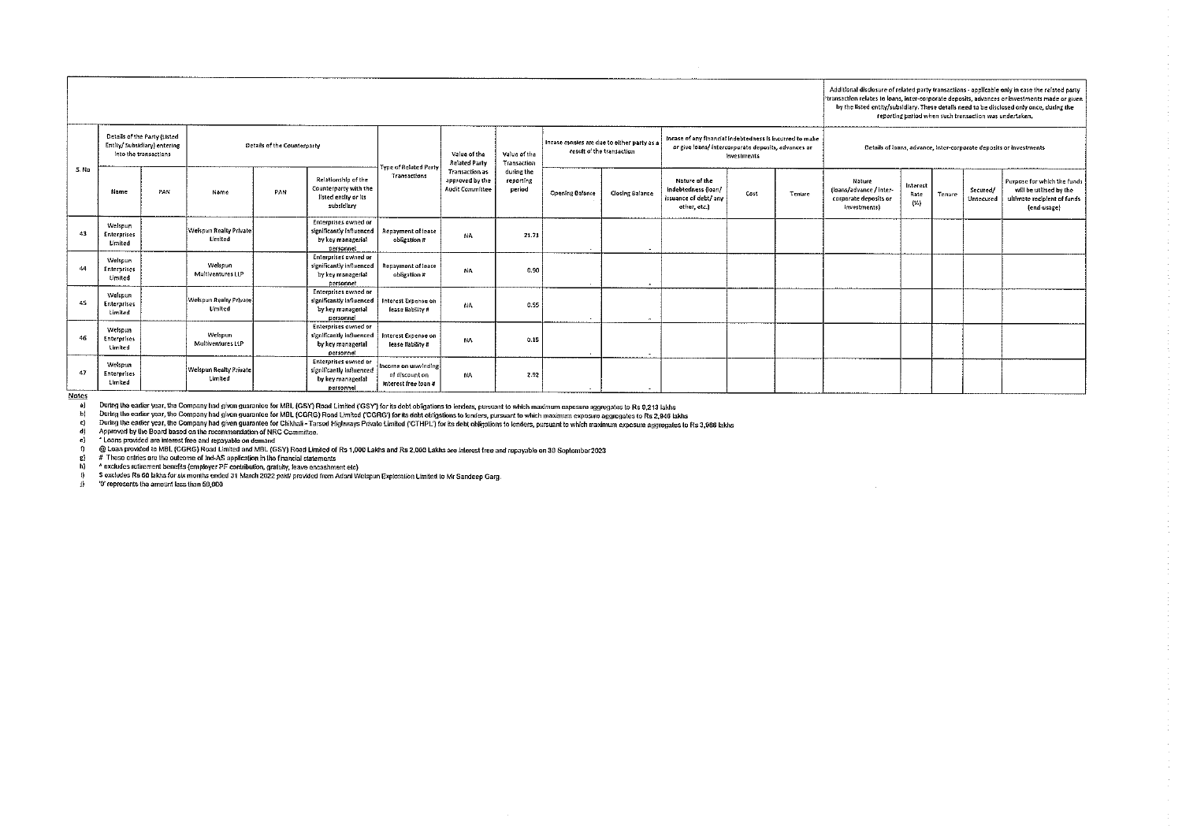| S. No | Details of the Party (listed Entity/ Subsidiary) entering into the transactions | | Details of the Counterparty | | | Type of Related Party Transactions | Value of the Related Party Transaction as approved by the Audit Committee | Value of the Transaction during the reporting period | In case monies are due to either party as a result of the transaction | | Additional disclosure of related party transactions - applicable only in case the related party transaction relates to loans, inter-corporate deposits, advances or investments made or given by the listed entity/subsidiary. These details need to be disclosed only once, during the reporting period when such transaction was undertaken. In case of any financial indebtedness is incurred to make or give loans/ intercorporate deposits, advances or investments | | | Details of loans, advance, inter-corporate deposits or investments | | | | |
|---|---|---|---|---|---|---|---|---|---|---|---|---|---|---|---|---|---|---|
| | Name | PAN | Name | PAN | Relationship of the Counterparty with the listed entity or its subsidiary | | | | Opening Balance | Closing Balance | Nature of the indebtedness (loan/ issuance of debt/ any other, etc.) | Cost | Tenure | Nature (loan/advance / inter-corporate deposits or investments) | Interest Rate (%) | Tenure | Secured/ Unsecured | Purpose for which the funds will be utilised by the ultimate recipient of funds (end-usage) |
| 43 | Welspun Enterprises Limited | | Welspun Realty Private Limited | | Enterprises owned or significantly influenced by key managerial personnel | Repayment of lease obligation # | NA | 21.71 | - | - | | | | | | | | |
| 44 | Welspun Enterprises Limited | | Welspun Multiventures LLP | | Enterprises owned or significantly influenced by key managerial personnel | Repayment of lease obligation # | NA | 0.90 | - | - | | | | | | | | |
| 45 | Welspun Enterprises Limited | | Welspun Realty Private Limited | | Enterprises owned or significantly influenced by key managerial personnel | Interest Expense on lease liability # | NA | 0.55 | - | - | | | | | | | | |
| 46 | Welspun Enterprises Limited | | Welspun Multiventures LLP | | Enterprises owned or significantly influenced by key managerial personnel | Interest Expense on lease liability # | NA | 0.15 | - | - | | | | | | | | |
| 47 | Welspun Enterprises Limited | | Welspun Realty Private Limited | | Enterprises owned or significantly influenced by key managerial personnel | Income on unwinding of discount on interest free loan # | NA | 2.92 | - | - | | | | | | | | |

**Notes**

a) During the earlier year, the Company had given guarantee for MBL (GSY) Road Limited ('GSY') for its debt obligations to lenders, pursuant to which maximum exposure aggregates to Rs 9,213 lakhs

b) During the earlier year, the Company had given guarantee for MBL (CGRG) Road Limited ('CGRG') for its debt obligations to lenders, pursuant to which maximum exposure aggregates to Rs 2,946 lakhs

c) During the earlier year, the Company had given guarantee for Chikhali - Tarsod Highways Private Limited ('CTHPL') for its debt obligations to lenders, pursuant to which maximum exposure aggregates to Rs 3,986 lakhs

d) Approved by the Board based on the recommendation of NRC Committee.

e) * Loans provided are interest free and repayable on demand

f) @ Loan provided to MBL (CGRG) Road Limited and MBL (GSY) Road Limited of Rs 1,000 Lakhs and Rs 2,000 Lakhs are interest free and repayable on 30 September 2023

g) # These entries are the outcome of Ind-AS application in the financial statements

h) ^ excludes retirement benefits (employer PF contribution, gratuity, leave encashment etc)

i) $ excludes Rs 60 lakhs for six months ended 31 March 2022 paid/ provided from Adani Welspun Exploration Limited to Mr Sandeep Garg.

j) '0' represents the amount less than 50,000